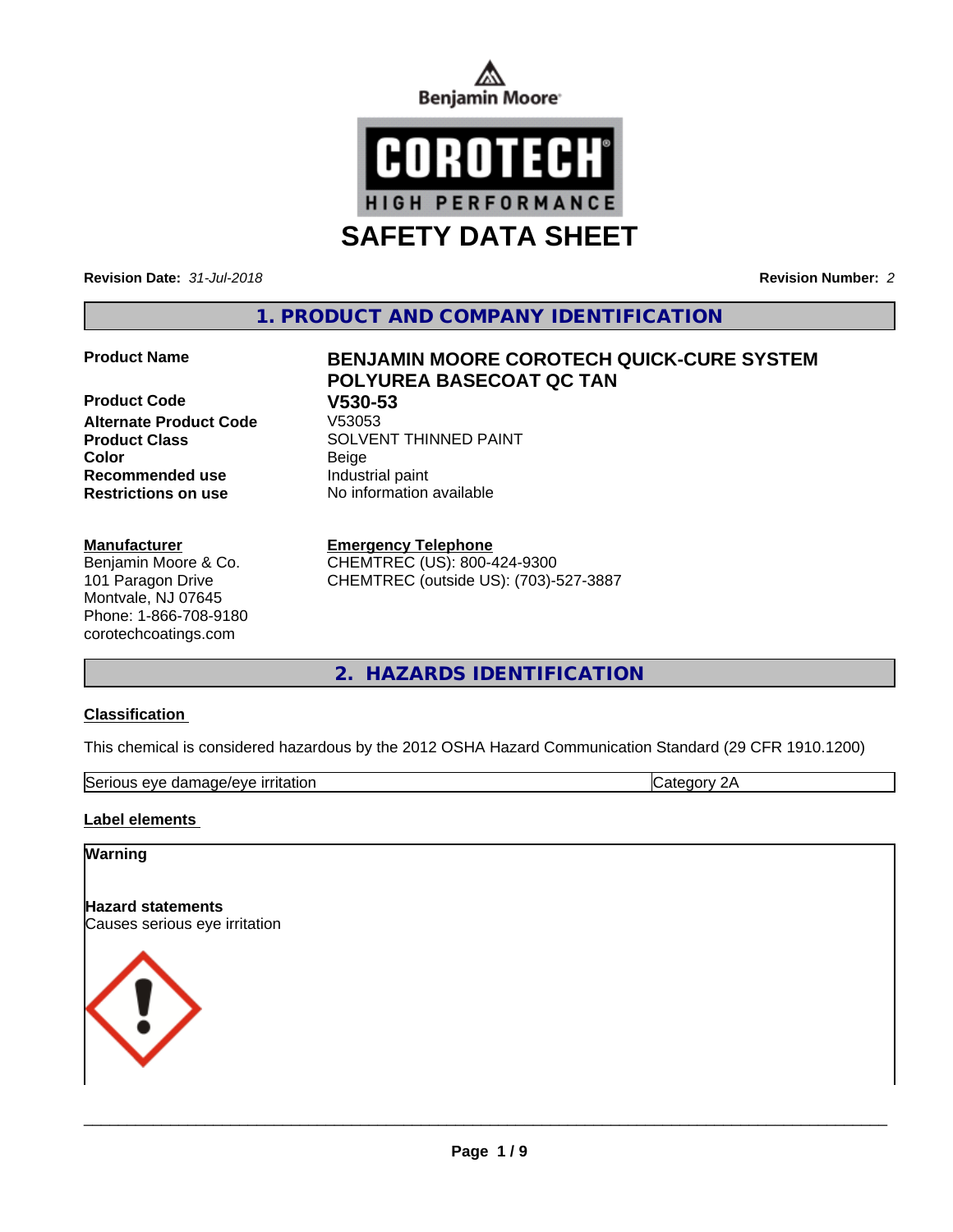Benjamin Moore

COROTECH® HIGH PERFORMANCE

# SAFETY DATA SHEET

**Revision Date:** *31-Jul-2018* **Revision Number:** *2*

## 1. PRODUCT AND COMPANY IDENTIFICATION

| | |
|---|---|
| **Product Name** | **BENJAMIN MOORE COROTECH QUICK-CURE SYSTEM POLYUREA BASECOAT QC TAN** |
| **Product Code** | **V530-53** |
| **Alternate Product Code** | V53053 |
| **Product Class** | SOLVENT THINNED PAINT |
| **Color** | Beige |
| **Recommended use** | Industrial paint |
| **Restrictions on use** | No information available |

**Manufacturer**
Benjamin Moore & Co.
101 Paragon Drive
Montvale, NJ 07645
Phone: 1-866-708-9180
corotechcoatings.com

**Emergency Telephone**
CHEMTREC (US): 800-424-9300
CHEMTREC (outside US): (703)-527-3887

## 2. HAZARDS IDENTIFICATION

### Classification

This chemical is considered hazardous by the 2012 OSHA Hazard Communication Standard (29 CFR 1910.1200)

| | |
|---|---|
| Serious eye damage/eye irritation | Category 2A |

### Label elements

**Warning**

**Hazard statements**
Causes serious eye irritation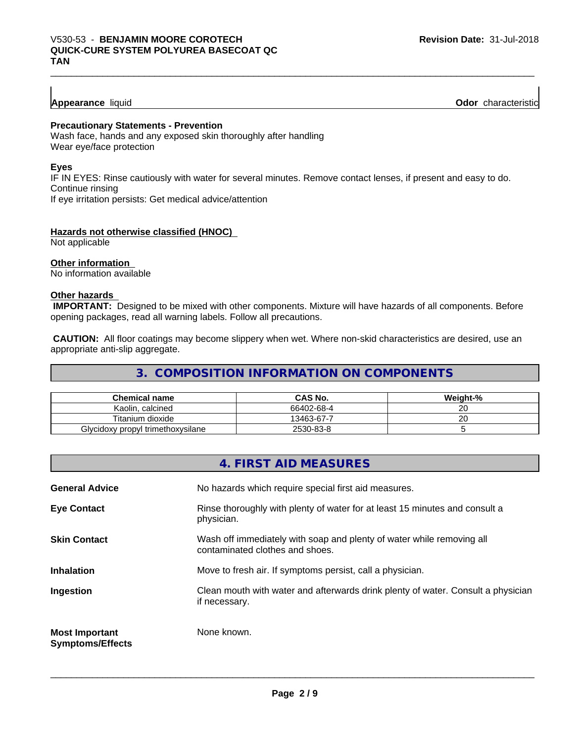**Appearance** liquid **Odor** characteristic

**Precautionary Statements - Prevention**

Wash face, hands and any exposed skin thoroughly after handling
Wear eye/face protection

**Eyes**

IF IN EYES: Rinse cautiously with water for several minutes. Remove contact lenses, if present and easy to do. Continue rinsing
If eye irritation persists: Get medical advice/attention

**Hazards not otherwise classified (HNOC)**

Not applicable

**Other information**

No information available

**Other hazards**

**IMPORTANT:** Designed to be mixed with other components. Mixture will have hazards of all components. Before opening packages, read all warning labels. Follow all precautions.

**CAUTION:** All floor coatings may become slippery when wet. Where non-skid characteristics are desired, use an appropriate anti-slip aggregate.

## 3. COMPOSITION INFORMATION ON COMPONENTS

| Chemical name | CAS No. | Weight-% |
|---|---|---|
| Kaolin, calcined | 66402-68-4 | 20 |
| Titanium dioxide | 13463-67-7 | 20 |
| Glycidoxy propyl trimethoxysilane | 2530-83-8 | 5 |

## 4. FIRST AID MEASURES

**General Advice** No hazards which require special first aid measures.

**Eye Contact** Rinse thoroughly with plenty of water for at least 15 minutes and consult a physician.

**Skin Contact** Wash off immediately with soap and plenty of water while removing all contaminated clothes and shoes.

**Inhalation** Move to fresh air. If symptoms persist, call a physician.

**Ingestion** Clean mouth with water and afterwards drink plenty of water. Consult a physician if necessary.

**Most Important Symptoms/Effects** None known.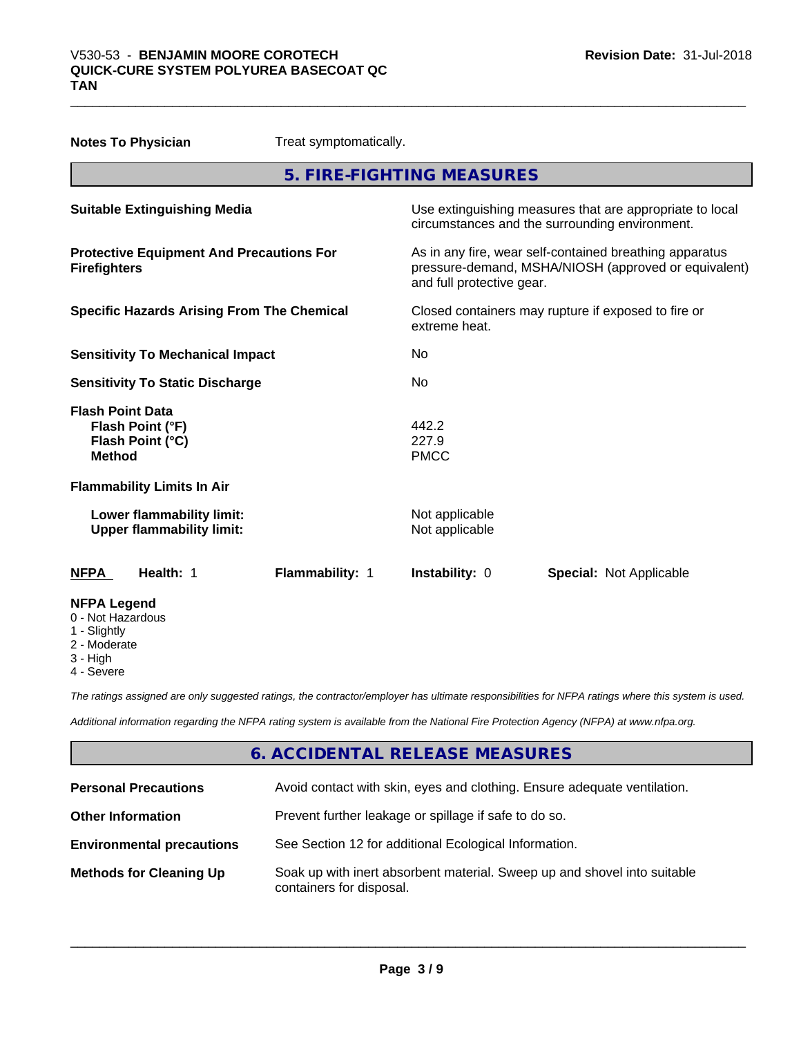| | |
|---|---|
| **Notes To Physician** | Treat symptomatically. |

## 5. FIRE-FIGHTING MEASURES

| | |
|---|---|
| **Suitable Extinguishing Media** | Use extinguishing measures that are appropriate to local circumstances and the surrounding environment. |
| **Protective Equipment And Precautions For Firefighters** | As in any fire, wear self-contained breathing apparatus pressure-demand, MSHA/NIOSH (approved or equivalent) and full protective gear. |
| **Specific Hazards Arising From The Chemical** | Closed containers may rupture if exposed to fire or extreme heat. |
| **Sensitivity To Mechanical Impact** | No |
| **Sensitivity To Static Discharge** | No |

**Flash Point Data**

| | |
|---|---|
| **Flash Point (°F)** | 442.2 |
| **Flash Point (°C)** | 227.9 |
| **Method** | PMCC |

**Flammability Limits In Air**

| | |
|---|---|
| **Lower flammability limit:** | Not applicable |
| **Upper flammability limit:** | Not applicable |

| **NFPA** | **Health:** 1 | **Flammability:** 1 | **Instability:** 0 | **Special:** Not Applicable |
|---|---|---|---|---|

**NFPA Legend**
- 0 - Not Hazardous
- 1 - Slightly
- 2 - Moderate
- 3 - High
- 4 - Severe

*The ratings assigned are only suggested ratings, the contractor/employer has ultimate responsibilities for NFPA ratings where this system is used.*

*Additional information regarding the NFPA rating system is available from the National Fire Protection Agency (NFPA) at www.nfpa.org.*

## 6. ACCIDENTAL RELEASE MEASURES

| | |
|---|---|
| **Personal Precautions** | Avoid contact with skin, eyes and clothing. Ensure adequate ventilation. |
| **Other Information** | Prevent further leakage or spillage if safe to do so. |
| **Environmental precautions** | See Section 12 for additional Ecological Information. |
| **Methods for Cleaning Up** | Soak up with inert absorbent material. Sweep up and shovel into suitable containers for disposal. |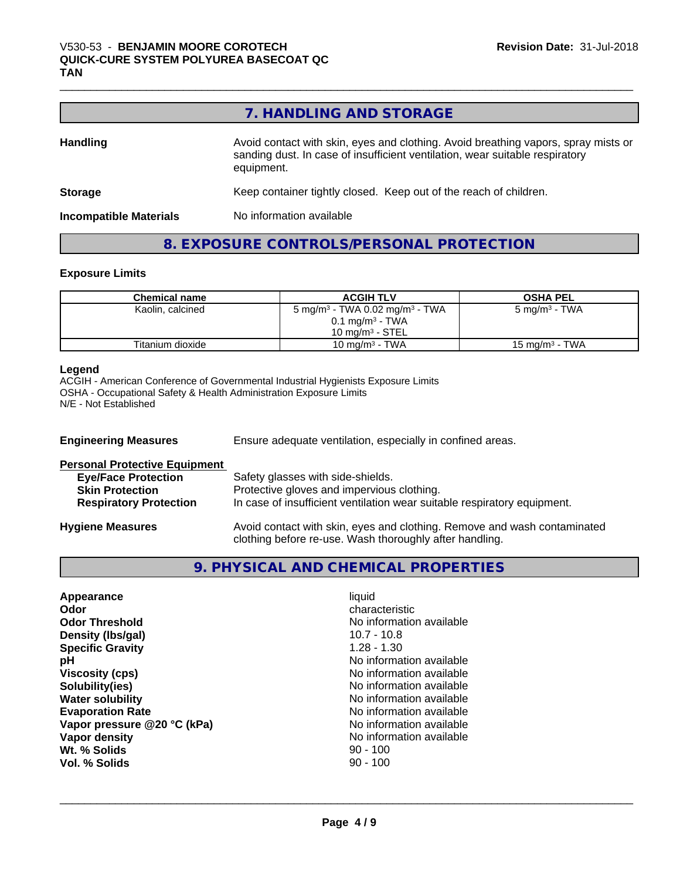## 7. HANDLING AND STORAGE

**Handling** — Avoid contact with skin, eyes and clothing. Avoid breathing vapors, spray mists or sanding dust. In case of insufficient ventilation, wear suitable respiratory equipment.

**Storage** — Keep container tightly closed. Keep out of the reach of children.

**Incompatible Materials** — No information available

## 8. EXPOSURE CONTROLS/PERSONAL PROTECTION

### Exposure Limits

| Chemical name | ACGIH TLV | OSHA PEL |
|---|---|---|
| Kaolin, calcined | 5 mg/m³ - TWA 0.02 mg/m³ - TWA<br>0.1 mg/m³ - TWA<br>10 mg/m³ - STEL | 5 mg/m³ - TWA |
| Titanium dioxide | 10 mg/m³ - TWA | 15 mg/m³ - TWA |

**Legend**
ACGIH - American Conference of Governmental Industrial Hygienists Exposure Limits
OSHA - Occupational Safety & Health Administration Exposure Limits
N/E - Not Established

**Engineering Measures** — Ensure adequate ventilation, especially in confined areas.

**Personal Protective Equipment**

- **Eye/Face Protection** — Safety glasses with side-shields.
- **Skin Protection** — Protective gloves and impervious clothing.
- **Respiratory Protection** — In case of insufficient ventilation wear suitable respiratory equipment.

**Hygiene Measures** — Avoid contact with skin, eyes and clothing. Remove and wash contaminated clothing before re-use. Wash thoroughly after handling.

## 9. PHYSICAL AND CHEMICAL PROPERTIES

| Property | Value |
|---|---|
| **Appearance** | liquid |
| **Odor** | characteristic |
| **Odor Threshold** | No information available |
| **Density (lbs/gal)** | 10.7 - 10.8 |
| **Specific Gravity** | 1.28 - 1.30 |
| **pH** | No information available |
| **Viscosity (cps)** | No information available |
| **Solubility(ies)** | No information available |
| **Water solubility** | No information available |
| **Evaporation Rate** | No information available |
| **Vapor pressure @20 °C (kPa)** | No information available |
| **Vapor density** | No information available |
| **Wt. % Solids** | 90 - 100 |
| **Vol. % Solids** | 90 - 100 |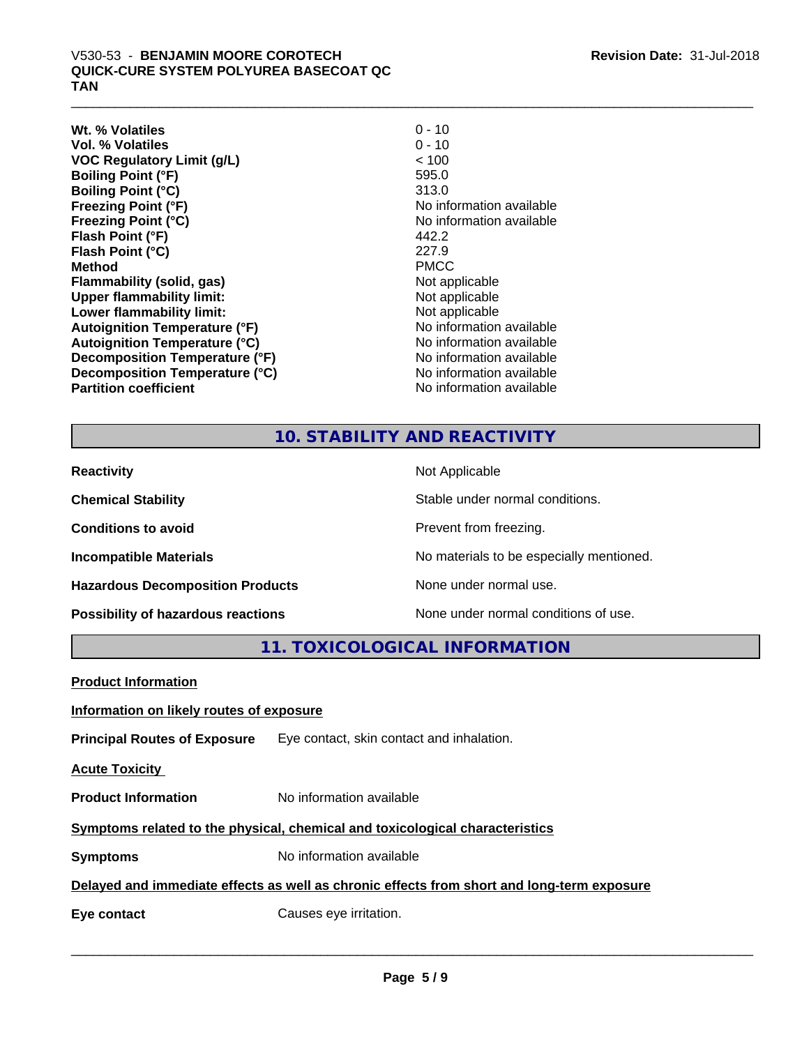| | |
|---|---|
| **Wt. % Volatiles** | 0 - 10 |
| **Vol. % Volatiles** | 0 - 10 |
| **VOC Regulatory Limit (g/L)** | < 100 |
| **Boiling Point (°F)** | 595.0 |
| **Boiling Point (°C)** | 313.0 |
| **Freezing Point (°F)** | No information available |
| **Freezing Point (°C)** | No information available |
| **Flash Point (°F)** | 442.2 |
| **Flash Point (°C)** | 227.9 |
| **Method** | PMCC |
| **Flammability (solid, gas)** | Not applicable |
| **Upper flammability limit:** | Not applicable |
| **Lower flammability limit:** | Not applicable |
| **Autoignition Temperature (°F)** | No information available |
| **Autoignition Temperature (°C)** | No information available |
| **Decomposition Temperature (°F)** | No information available |
| **Decomposition Temperature (°C)** | No information available |
| **Partition coefficient** | No information available |

## 10. STABILITY AND REACTIVITY

| | |
|---|---|
| **Reactivity** | Not Applicable |
| **Chemical Stability** | Stable under normal conditions. |
| **Conditions to avoid** | Prevent from freezing. |
| **Incompatible Materials** | No materials to be especially mentioned. |
| **Hazardous Decomposition Products** | None under normal use. |
| **Possibility of hazardous reactions** | None under normal conditions of use. |

## 11. TOXICOLOGICAL INFORMATION

**Product Information**

**Information on likely routes of exposure**

**Principal Routes of Exposure** Eye contact, skin contact and inhalation.

**Acute Toxicity**

**Product Information** No information available

**Symptoms related to the physical, chemical and toxicological characteristics**

**Symptoms** No information available

**Delayed and immediate effects as well as chronic effects from short and long-term exposure**

**Eye contact** Causes eye irritation.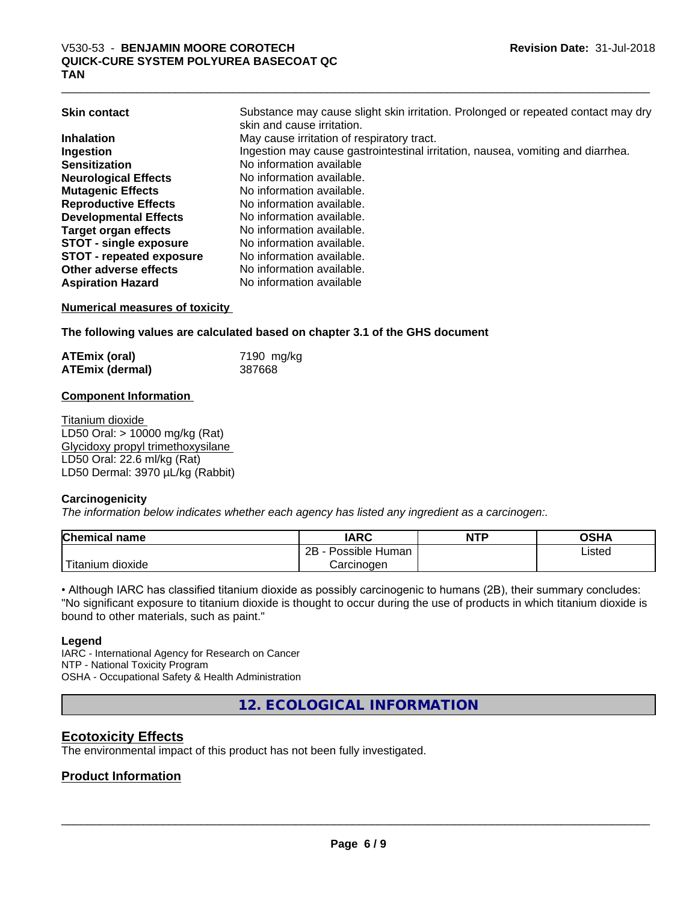| | |
|---|---|
| **Skin contact** | Substance may cause slight skin irritation. Prolonged or repeated contact may dry skin and cause irritation. |
| **Inhalation** | May cause irritation of respiratory tract. |
| **Ingestion** | Ingestion may cause gastrointestinal irritation, nausea, vomiting and diarrhea. |
| **Sensitization** | No information available |
| **Neurological Effects** | No information available. |
| **Mutagenic Effects** | No information available. |
| **Reproductive Effects** | No information available. |
| **Developmental Effects** | No information available. |
| **Target organ effects** | No information available. |
| **STOT - single exposure** | No information available. |
| **STOT - repeated exposure** | No information available. |
| **Other adverse effects** | No information available. |
| **Aspiration Hazard** | No information available |

**Numerical measures of toxicity**

**The following values are calculated based on chapter 3.1 of the GHS document**

| | |
|---|---|
| **ATEmix (oral)** | 7190 mg/kg |
| **ATEmix (dermal)** | 387668 |

**Component Information**

Titanium dioxide
LD50 Oral: > 10000 mg/kg (Rat)
Glycidoxy propyl trimethoxysilane
LD50 Oral: 22.6 ml/kg (Rat)
LD50 Dermal: 3970 µL/kg (Rabbit)

**Carcinogenicity**

*The information below indicates whether each agency has listed any ingredient as a carcinogen:.*

| Chemical name | IARC | NTP | OSHA |
|---|---|---|---|
| Titanium dioxide | 2B - Possible Human Carcinogen | | Listed |

• Although IARC has classified titanium dioxide as possibly carcinogenic to humans (2B), their summary concludes: "No significant exposure to titanium dioxide is thought to occur during the use of products in which titanium dioxide is bound to other materials, such as paint."

**Legend**

IARC - International Agency for Research on Cancer
NTP - National Toxicity Program
OSHA - Occupational Safety & Health Administration

# 12. ECOLOGICAL INFORMATION

## Ecotoxicity Effects

The environmental impact of this product has not been fully investigated.

## Product Information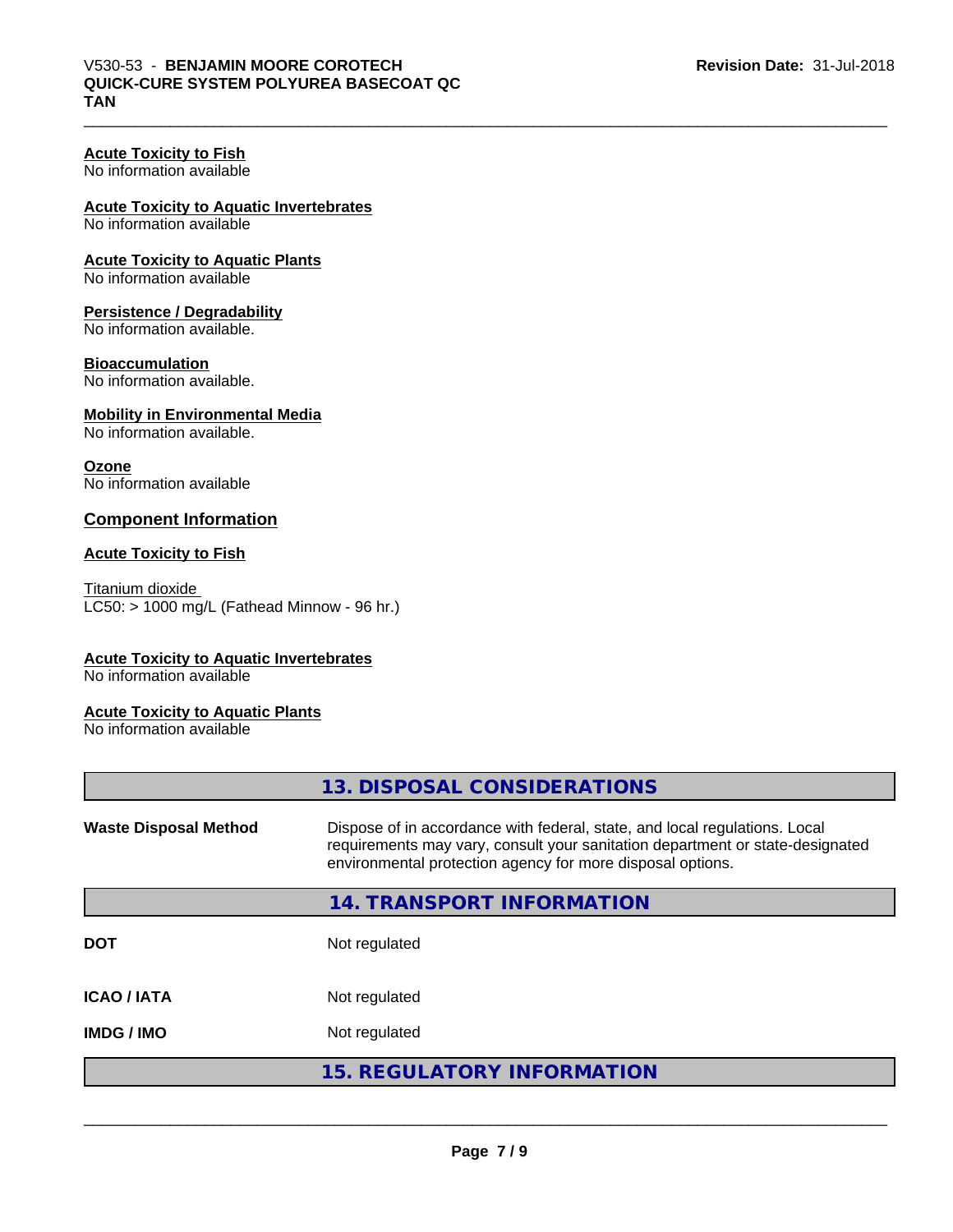**Acute Toxicity to Fish**
No information available

**Acute Toxicity to Aquatic Invertebrates**
No information available

**Acute Toxicity to Aquatic Plants**
No information available

**Persistence / Degradability**
No information available.

**Bioaccumulation**
No information available.

**Mobility in Environmental Media**
No information available.

**Ozone**
No information available

### Component Information

**Acute Toxicity to Fish**

Titanium dioxide
LC50: > 1000 mg/L (Fathead Minnow - 96 hr.)

**Acute Toxicity to Aquatic Invertebrates**
No information available

**Acute Toxicity to Aquatic Plants**
No information available

## 13. DISPOSAL CONSIDERATIONS

| | |
|---|---|
| **Waste Disposal Method** | Dispose of in accordance with federal, state, and local regulations. Local requirements may vary, consult your sanitation department or state-designated environmental protection agency for more disposal options. |

## 14. TRANSPORT INFORMATION

| | |
|---|---|
| **DOT** | Not regulated |
| **ICAO / IATA** | Not regulated |
| **IMDG / IMO** | Not regulated |

## 15. REGULATORY INFORMATION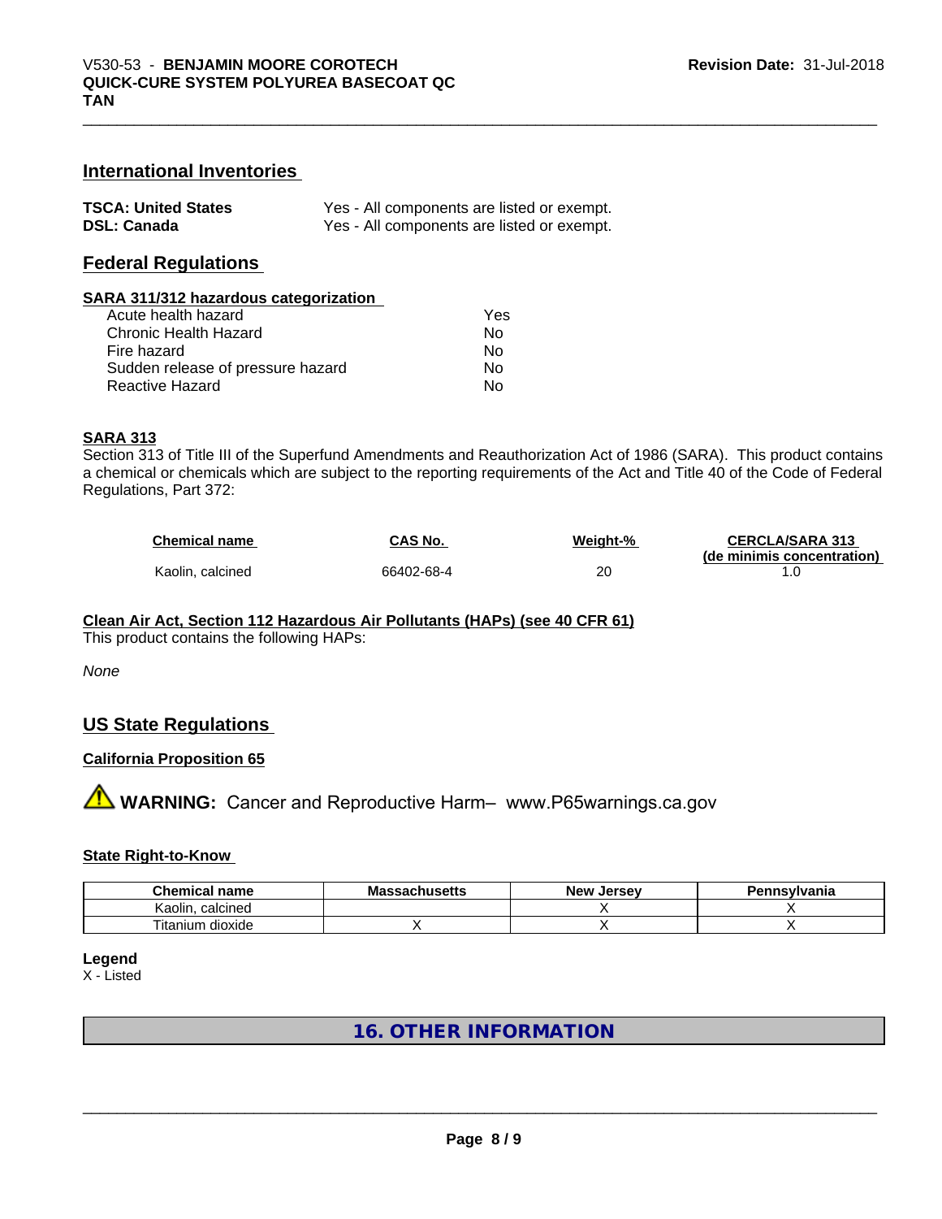## International Inventories

| | |
|---|---|
| **TSCA: United States** | Yes - All components are listed or exempt. |
| **DSL: Canada** | Yes - All components are listed or exempt. |

## Federal Regulations

**SARA 311/312 hazardous categorization**

| | |
|---|---|
| Acute health hazard | Yes |
| Chronic Health Hazard | No |
| Fire hazard | No |
| Sudden release of pressure hazard | No |
| Reactive Hazard | No |

**SARA 313**

Section 313 of Title III of the Superfund Amendments and Reauthorization Act of 1986 (SARA). This product contains a chemical or chemicals which are subject to the reporting requirements of the Act and Title 40 of the Code of Federal Regulations, Part 372:

| Chemical name | CAS No. | Weight-% | CERCLA/SARA 313 (de minimis concentration) |
|---|---|---|---|
| Kaolin, calcined | 66402-68-4 | 20 | 1.0 |

**Clean Air Act, Section 112 Hazardous Air Pollutants (HAPs) (see 40 CFR 61)**

This product contains the following HAPs:

*None*

## US State Regulations

**California Proposition 65**

⚠ **WARNING:** Cancer and Reproductive Harm– www.P65warnings.ca.gov

**State Right-to-Know**

| Chemical name | Massachusetts | New Jersey | Pennsylvania |
|---|---|---|---|
| Kaolin, calcined | | X | X |
| Titanium dioxide | X | X | X |

**Legend**

X - Listed

# 16. OTHER INFORMATION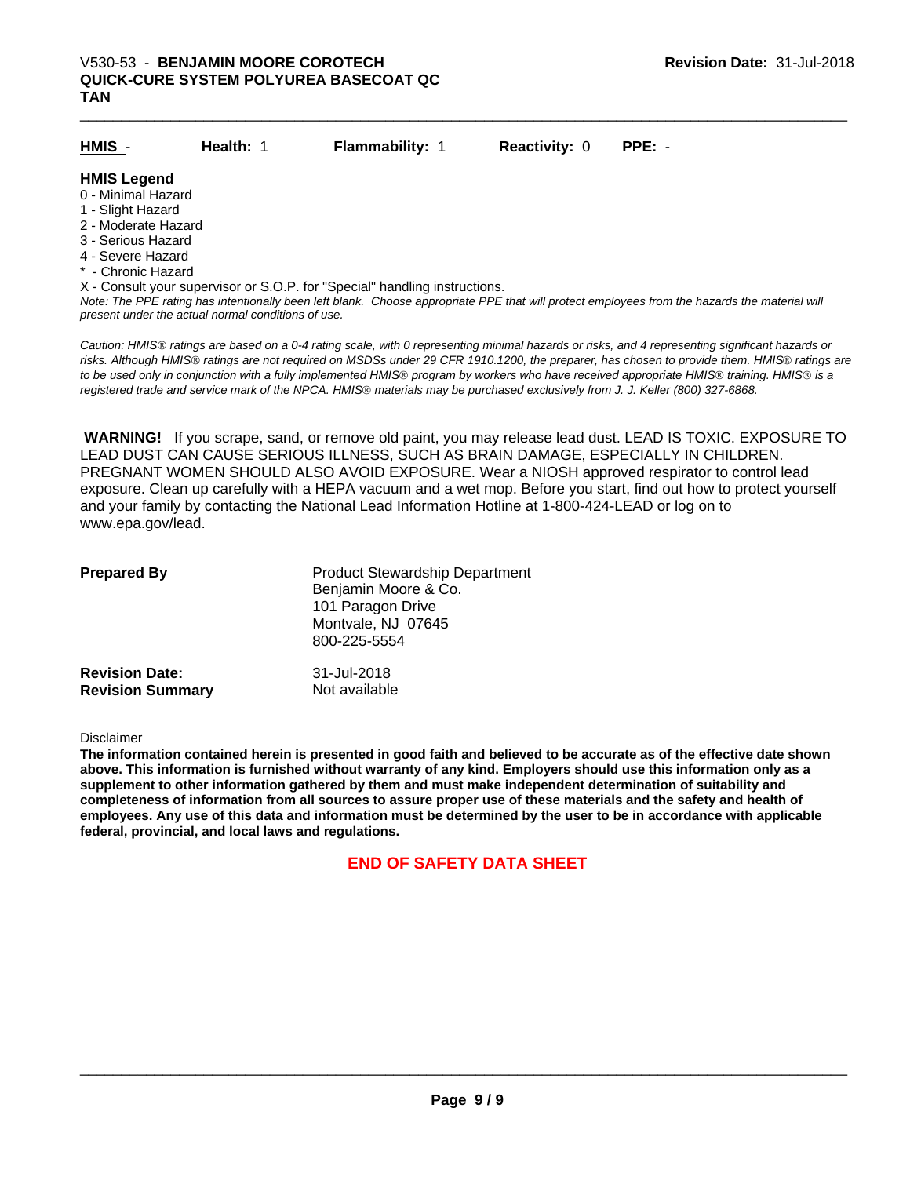| HMIS - | Health: 1 | Flammability: 1 | Reactivity: 0 | PPE: - |
|---|---|---|---|---|

**HMIS Legend**

0 - Minimal Hazard
1 - Slight Hazard
2 - Moderate Hazard
3 - Serious Hazard
4 - Severe Hazard
* - Chronic Hazard
X - Consult your supervisor or S.O.P. for "Special" handling instructions.

*Note: The PPE rating has intentionally been left blank. Choose appropriate PPE that will protect employees from the hazards the material will present under the actual normal conditions of use.*

*Caution: HMIS® ratings are based on a 0-4 rating scale, with 0 representing minimal hazards or risks, and 4 representing significant hazards or risks. Although HMIS® ratings are not required on MSDSs under 29 CFR 1910.1200, the preparer, has chosen to provide them. HMIS® ratings are to be used only in conjunction with a fully implemented HMIS® program by workers who have received appropriate HMIS® training. HMIS® is a registered trade and service mark of the NPCA. HMIS® materials may be purchased exclusively from J. J. Keller (800) 327-6868.*

**WARNING!** If you scrape, sand, or remove old paint, you may release lead dust. LEAD IS TOXIC. EXPOSURE TO LEAD DUST CAN CAUSE SERIOUS ILLNESS, SUCH AS BRAIN DAMAGE, ESPECIALLY IN CHILDREN. PREGNANT WOMEN SHOULD ALSO AVOID EXPOSURE. Wear a NIOSH approved respirator to control lead exposure. Clean up carefully with a HEPA vacuum and a wet mop. Before you start, find out how to protect yourself and your family by contacting the National Lead Information Hotline at 1-800-424-LEAD or log on to www.epa.gov/lead.

| | |
|---|---|
| **Prepared By** | Product Stewardship Department<br>Benjamin Moore & Co.<br>101 Paragon Drive<br>Montvale, NJ 07645<br>800-225-5554 |
| **Revision Date:** | 31-Jul-2018 |
| **Revision Summary** | Not available |

Disclaimer

**The information contained herein is presented in good faith and believed to be accurate as of the effective date shown above. This information is furnished without warranty of any kind. Employers should use this information only as a supplement to other information gathered by them and must make independent determination of suitability and completeness of information from all sources to assure proper use of these materials and the safety and health of employees. Any use of this data and information must be determined by the user to be in accordance with applicable federal, provincial, and local laws and regulations.**

**END OF SAFETY DATA SHEET**